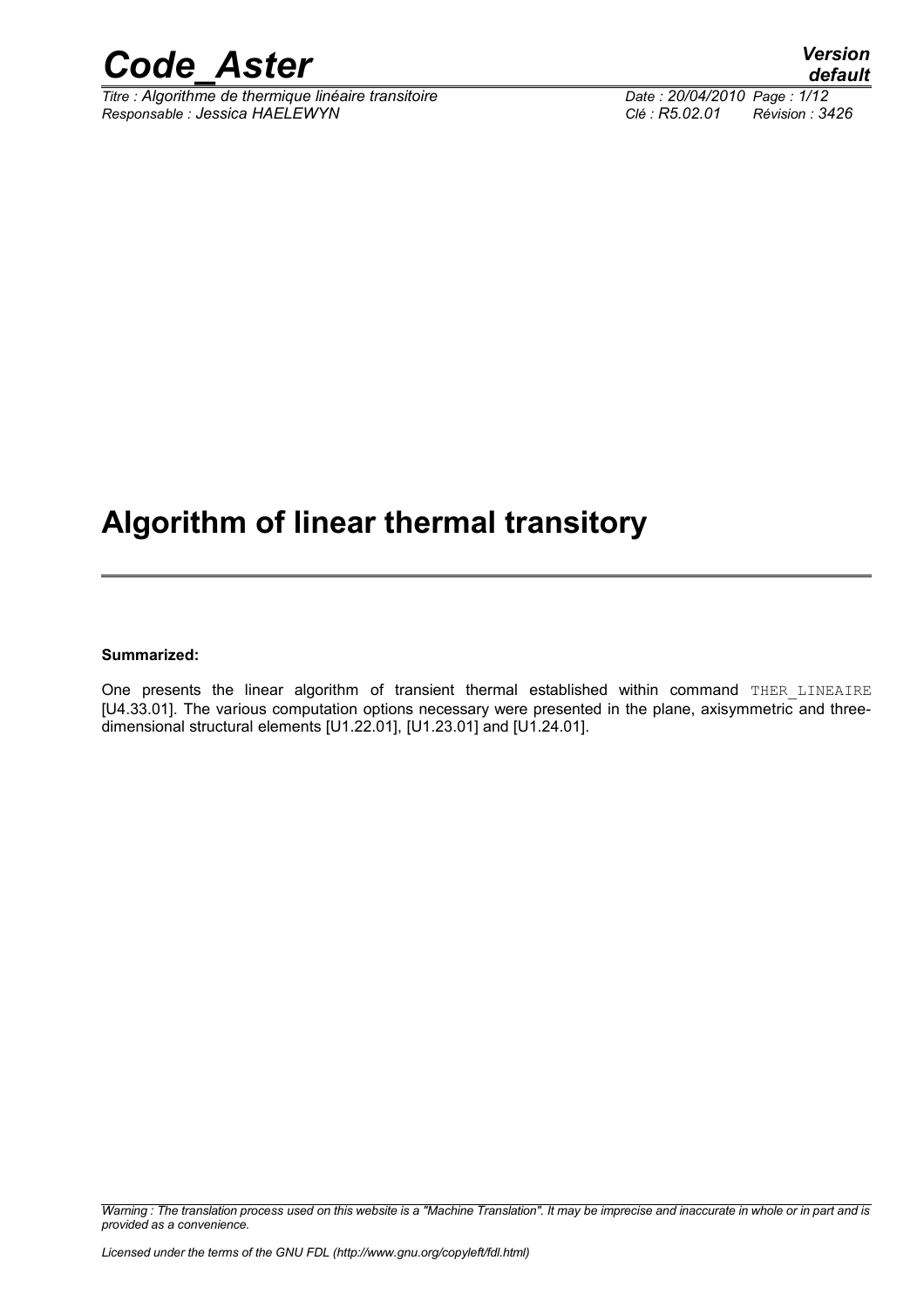# Algorithm of linear thermal transitory

**Summarized:**

One presents the linear algorithm of transient thermal established within command THER_LINEAIRE [U4.33.01]. The various computation options necessary were presented in the plane, axisymmetric and three-dimensional structural elements [U1.22.01], [U1.23.01] and [U1.24.01].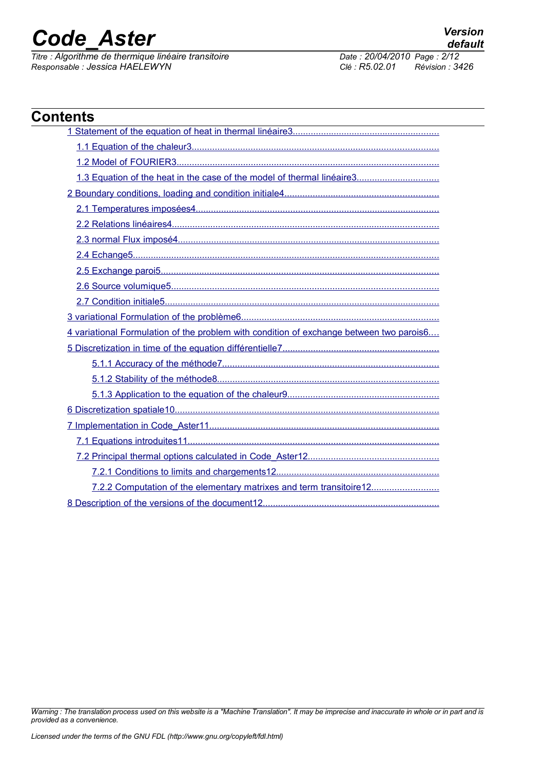## Contents

1 Statement of the equation of heat in thermal linéaire3
- 1.1 Equation of the chaleur3
- 1.2 Model of FOURIER3
- 1.3 Equation of the heat in the case of the model of thermal linéaire3

2 Boundary conditions, loading and condition initiale4
- 2.1 Temperatures imposées4
- 2.2 Relations linéaires4
- 2.3 normal Flux imposé4
- 2.4 Echange5
- 2.5 Exchange paroi5
- 2.6 Source volumique5
- 2.7 Condition initiale5

3 variational Formulation of the problème6

4 variational Formulation of the problem with condition of exchange between two parois6

5 Discretization in time of the equation différentielle7
- 5.1.1 Accuracy of the méthode7
- 5.1.2 Stability of the méthode8
- 5.1.3 Application to the equation of the chaleur9

6 Discretization spatiale10

7 Implementation in Code_Aster11
- 7.1 Equations introduites11
- 7.2 Principal thermal options calculated in Code_Aster12
  - 7.2.1 Conditions to limits and chargements12
  - 7.2.2 Computation of the elementary matrixes and term transitoire12

8 Description of the versions of the document12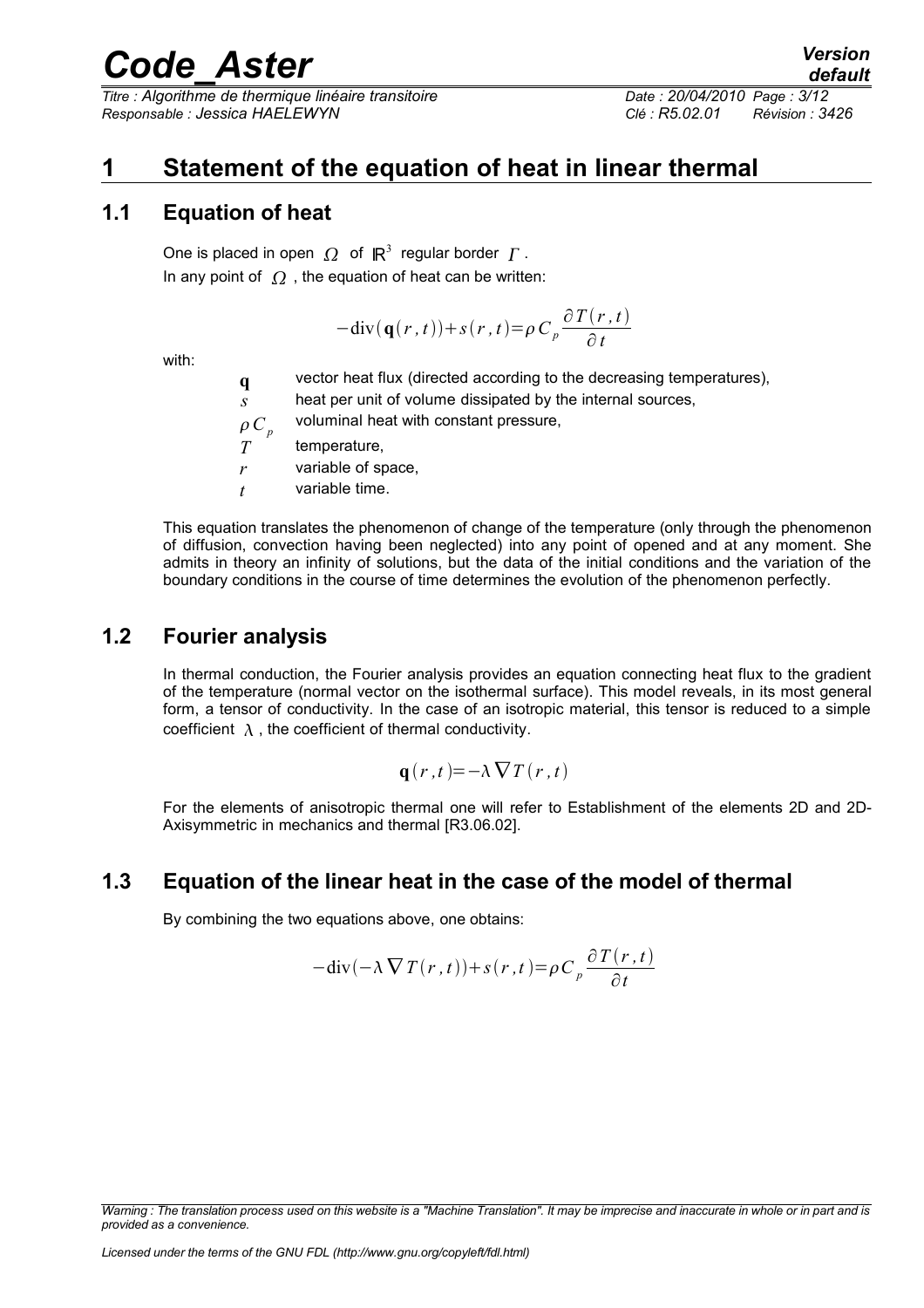# 1 Statement of the equation of heat in linear thermal

## 1.1 Equation of heat

One is placed in open $\Omega$ of $\mathbb{R}^3$ regular border $\Gamma$.

In any point of $\Omega$, the equation of heat can be written:

$$-\text{div}(\mathbf{q}(r,t)) + s(r,t) = \rho C_p \frac{\partial T(r,t)}{\partial t}$$

with:

- $\mathbf{q}$ vector heat flux (directed according to the decreasing temperatures),
- $s$ heat per unit of volume dissipated by the internal sources,
- $\rho C_p$ voluminal heat with constant pressure,
- $T$ temperature,
- $r$ variable of space,
- $t$ variable time.

This equation translates the phenomenon of change of the temperature (only through the phenomenon of diffusion, convection having been neglected) into any point of opened and at any moment. She admits in theory an infinity of solutions, but the data of the initial conditions and the variation of the boundary conditions in the course of time determines the evolution of the phenomenon perfectly.

## 1.2 Fourier analysis

In thermal conduction, the Fourier analysis provides an equation connecting heat flux to the gradient of the temperature (normal vector on the isothermal surface). This model reveals, in its most general form, a tensor of conductivity. In the case of an isotropic material, this tensor is reduced to a simple coefficient $\lambda$, the coefficient of thermal conductivity.

$$\mathbf{q}(r,t) = -\lambda \nabla T(r,t)$$

For the elements of anisotropic thermal one will refer to Establishment of the elements 2D and 2D-Axisymmetric in mechanics and thermal [R3.06.02].

## 1.3 Equation of the linear heat in the case of the model of thermal

By combining the two equations above, one obtains:

$$-\text{div}(-\lambda \nabla T(r,t)) + s(r,t) = \rho C_p \frac{\partial T(r,t)}{\partial t}$$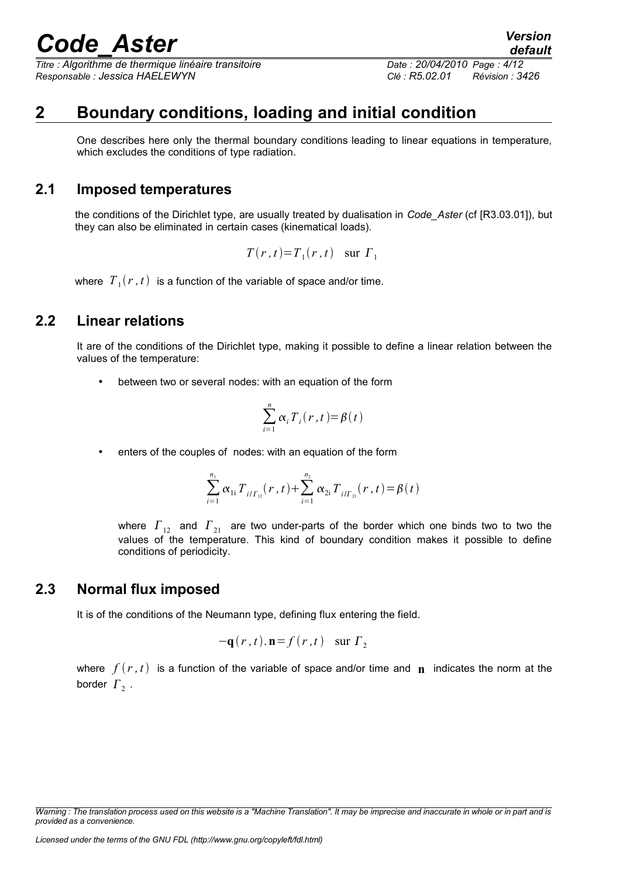# 2 Boundary conditions, loading and initial condition

One describes here only the thermal boundary conditions leading to linear equations in temperature, which excludes the conditions of type radiation.

## 2.1 Imposed temperatures

the conditions of the Dirichlet type, are usually treated by dualisation in *Code_Aster* (cf [R3.03.01]), but they can also be eliminated in certain cases (kinematical loads).

$$T(r,t)=T_1(r,t) \quad \text{sur } \Gamma_1$$

where $T_1(r,t)$ is a function of the variable of space and/or time.

## 2.2 Linear relations

It are of the conditions of the Dirichlet type, making it possible to define a linear relation between the values of the temperature:

- between two or several nodes: with an equation of the form

$$\sum_{i=1}^{n} \alpha_i T_i(r,t)=\beta(t)$$

- enters of the couples of nodes: with an equation of the form

$$\sum_{i=1}^{n_1} \alpha_{1i} T_{i/\Gamma_{12}}(r,t)+\sum_{i=1}^{n_2} \alpha_{2i} T_{i/\Gamma_{21}}(r,t)=\beta(t)$$

where $\Gamma_{12}$ and $\Gamma_{21}$ are two under-parts of the border which one binds two to two the values of the temperature. This kind of boundary condition makes it possible to define conditions of periodicity.

## 2.3 Normal flux imposed

It is of the conditions of the Neumann type, defining flux entering the field.

$$-\mathbf{q}(r,t).\mathbf{n}=f(r,t) \quad \text{sur } \Gamma_2$$

where $f(r,t)$ is a function of the variable of space and/or time and $\mathbf{n}$ indicates the norm at the border $\Gamma_2$.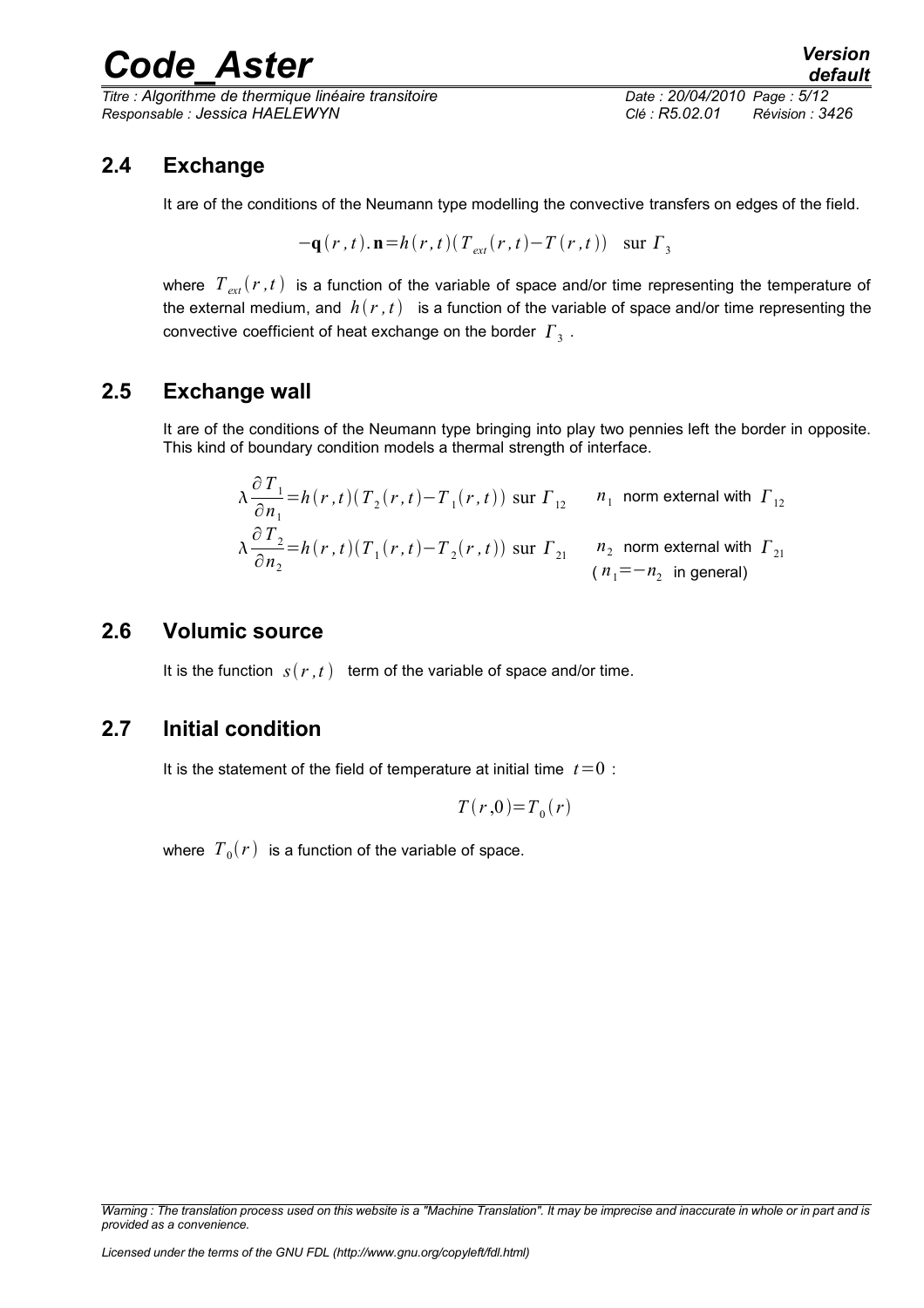## 2.4 Exchange

It are of the conditions of the Neumann type modelling the convective transfers on edges of the field.

$$-\mathbf{q}(r,t).\mathbf{n}=h(r,t)(T_{ext}(r,t)-T(r,t)) \quad \text{sur } \Gamma_3$$

where $T_{ext}(r,t)$ is a function of the variable of space and/or time representing the temperature of the external medium, and $h(r,t)$ is a function of the variable of space and/or time representing the convective coefficient of heat exchange on the border $\Gamma_3$.

## 2.5 Exchange wall

It are of the conditions of the Neumann type bringing into play two pennies left the border in opposite. This kind of boundary condition models a thermal strength of interface.

$$\lambda\frac{\partial T_1}{\partial n_1}=h(r,t)(T_2(r,t)-T_1(r,t)) \text{ sur } \Gamma_{12} \qquad n_1 \text{ norm external with } \Gamma_{12}$$

$$\lambda\frac{\partial T_2}{\partial n_2}=h(r,t)(T_1(r,t)-T_2(r,t)) \text{ sur } \Gamma_{21} \qquad n_2 \text{ norm external with } \Gamma_{21}$$

$$(n_1=-n_2 \text{ in general})$$

## 2.6 Volumic source

It is the function $s(r,t)$ term of the variable of space and/or time.

## 2.7 Initial condition

It is the statement of the field of temperature at initial time $t=0$ :

$$T(r,0)=T_0(r)$$

where $T_0(r)$ is a function of the variable of space.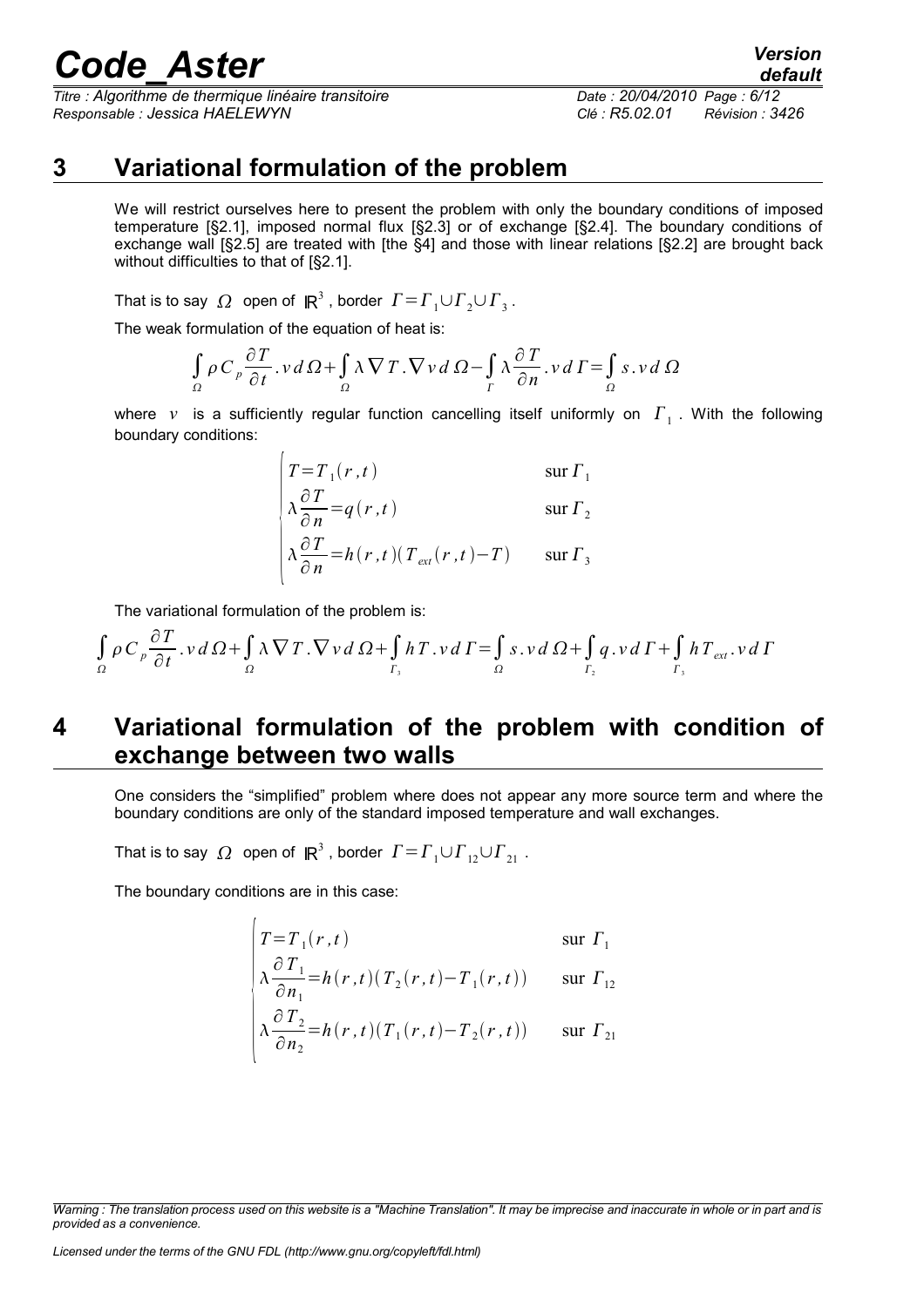## 3 Variational formulation of the problem

We will restrict ourselves here to present the problem with only the boundary conditions of imposed temperature [§2.1], imposed normal flux [§2.3] or of exchange [§2.4]. The boundary conditions of exchange wall [§2.5] are treated with [the §4] and those with linear relations [§2.2] are brought back without difficulties to that of [§2.1].

That is to say $\Omega$ open of $\mathbb{R}^3$, border $\Gamma = \Gamma_1 \cup \Gamma_2 \cup \Gamma_3$.

The weak formulation of the equation of heat is:

$$\int_{\Omega} \rho C_p \frac{\partial T}{\partial t} . v \, d\Omega + \int_{\Omega} \lambda \nabla T . \nabla v \, d\Omega - \int_{\Gamma} \lambda \frac{\partial T}{\partial n} . v \, d\Gamma = \int_{\Omega} s . v \, d\Omega$$

where $v$ is a sufficiently regular function cancelling itself uniformly on $\Gamma_1$. With the following boundary conditions:

$$\begin{cases} T = T_1(r,t) & \text{sur } \Gamma_1 \\ \lambda \dfrac{\partial T}{\partial n} = q(r,t) & \text{sur } \Gamma_2 \\ \lambda \dfrac{\partial T}{\partial n} = h(r,t)(T_{ext}(r,t) - T) & \text{sur } \Gamma_3 \end{cases}$$

The variational formulation of the problem is:

$$\int_{\Omega} \rho C_p \frac{\partial T}{\partial t} . v \, d\Omega + \int_{\Omega} \lambda \nabla T . \nabla v \, d\Omega + \int_{\Gamma_3} h T . v \, d\Gamma = \int_{\Omega} s . v \, d\Omega + \int_{\Gamma_2} q . v \, d\Gamma + \int_{\Gamma_3} h T_{ext} . v \, d\Gamma$$

## 4 Variational formulation of the problem with condition of exchange between two walls

One considers the "simplified" problem where does not appear any more source term and where the boundary conditions are only of the standard imposed temperature and wall exchanges.

That is to say $\Omega$ open of $\mathbb{R}^3$, border $\Gamma = \Gamma_1 \cup \Gamma_{12} \cup \Gamma_{21}$.

The boundary conditions are in this case:

$$\begin{cases} T = T_1(r,t) & \text{sur } \Gamma_1 \\ \lambda \dfrac{\partial T_1}{\partial n_1} = h(r,t)(T_2(r,t) - T_1(r,t)) & \text{sur } \Gamma_{12} \\ \lambda \dfrac{\partial T_2}{\partial n_2} = h(r,t)(T_1(r,t) - T_2(r,t)) & \text{sur } \Gamma_{21} \end{cases}$$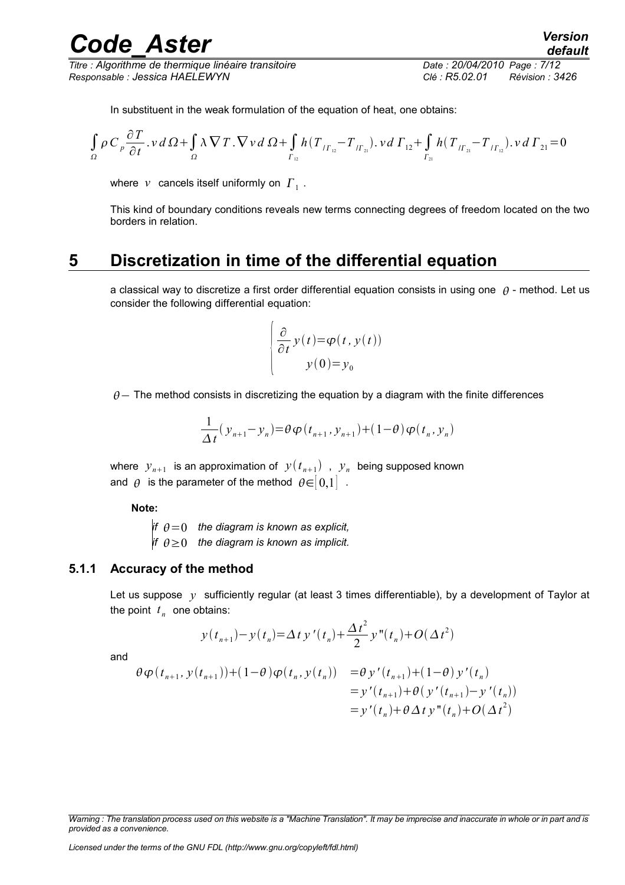In substituent in the weak formulation of the equation of heat, one obtains:

$$\int_{\Omega} \rho C_p \frac{\partial T}{\partial t} . v \, d\Omega + \int_{\Omega} \lambda \nabla T . \nabla v \, d\Omega + \int_{\Gamma_{12}} h(T_{/\Gamma_{12}} - T_{/\Gamma_{21}}) . v \, d\Gamma_{12} + \int_{\Gamma_{21}} h(T_{/\Gamma_{21}} - T_{/\Gamma_{12}}) . v \, d\Gamma_{21} = 0$$

where $v$ cancels itself uniformly on $\Gamma_1$.

This kind of boundary conditions reveals new terms connecting degrees of freedom located on the two borders in relation.

# 5 Discretization in time of the differential equation

a classical way to discretize a first order differential equation consists in using one $\theta$ - method. Let us consider the following differential equation:

$$\begin{cases} \dfrac{\partial}{\partial t} y(t) = \varphi(t, y(t)) \\ y(0) = y_0 \end{cases}$$

$\theta -$ The method consists in discretizing the equation by a diagram with the finite differences

$$\frac{1}{\Delta t}(y_{n+1} - y_n) = \theta \varphi(t_{n+1}, y_{n+1}) + (1-\theta) \varphi(t_n, y_n)$$

where $y_{n+1}$ is an approximation of $y(t_{n+1})$ , $y_n$ being supposed known and $\theta$ is the parameter of the method $\theta \in [0,1]$ .

**Note:**

*if* $\theta = 0$ *the diagram is known as explicit,*
*if* $\theta \geq 0$ *the diagram is known as implicit.*

### 5.1.1 Accuracy of the method

Let us suppose $y$ sufficiently regular (at least 3 times differentiable), by a development of Taylor at the point $t_n$ one obtains:

$$y(t_{n+1}) - y(t_n) = \Delta t \, y'(t_n) + \frac{\Delta t^2}{2} y''(t_n) + O(\Delta t^2)$$

and

$$\begin{aligned} \theta \varphi(t_{n+1}, y(t_{n+1})) + (1-\theta) \varphi(t_n, y(t_n)) &= \theta y'(t_{n+1}) + (1-\theta) y'(t_n) \\ &= y'(t_{n+1}) + \theta (y'(t_{n+1}) - y'(t_n)) \\ &= y'(t_n) + \theta \Delta t \, y''(t_n) + O(\Delta t^2) \end{aligned}$$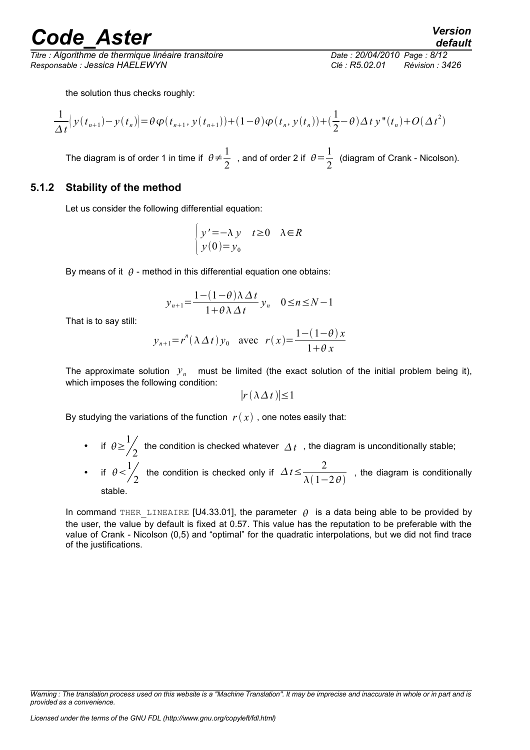the solution thus checks roughly:

$$\frac{1}{\Delta t}\left(y(t_{n+1})-y(t_n)\right)=\theta\varphi(t_{n+1},y(t_{n+1}))+(1-\theta)\varphi(t_n,y(t_n))+(\frac{1}{2}-\theta)\Delta t\, y''(t_n)+O(\Delta t^2)$$

The diagram is of order 1 in time if $\theta\neq\frac{1}{2}$ , and of order 2 if $\theta=\frac{1}{2}$ (diagram of Crank - Nicolson).

### 5.1.2 Stability of the method

Let us consider the following differential equation:

$$\begin{cases} y'=-\lambda y & t\geq 0 \quad \lambda\in R \\ y(0)=y_0 \end{cases}$$

By means of it $\theta$ - method in this differential equation one obtains:

$$y_{n+1}=\frac{1-(1-\theta)\lambda\Delta t}{1+\theta\lambda\Delta t}y_n \quad 0\leq n\leq N-1$$

That is to say still:

$$y_{n+1}=r^n(\lambda\Delta t)y_0 \quad \text{avec} \quad r(x)=\frac{1-(1-\theta)x}{1+\theta x}$$

The approximate solution $y_n$ must be limited (the exact solution of the initial problem being it), which imposes the following condition:

$$|r(\lambda\Delta t)|\leq 1$$

By studying the variations of the function $r(x)$ , one notes easily that:

- if $\theta\geq\frac{1}{2}$ the condition is checked whatever $\Delta t$ , the diagram is unconditionally stable;
- if $\theta<\frac{1}{2}$ the condition is checked only if $\Delta t\leq\frac{2}{\lambda(1-2\theta)}$ , the diagram is conditionally stable.

In command THER_LINEAIRE [U4.33.01], the parameter $\theta$ is a data being able to be provided by the user, the value by default is fixed at 0.57. This value has the reputation to be preferable with the value of Crank - Nicolson (0,5) and "optimal" for the quadratic interpolations, but we did not find trace of the justifications.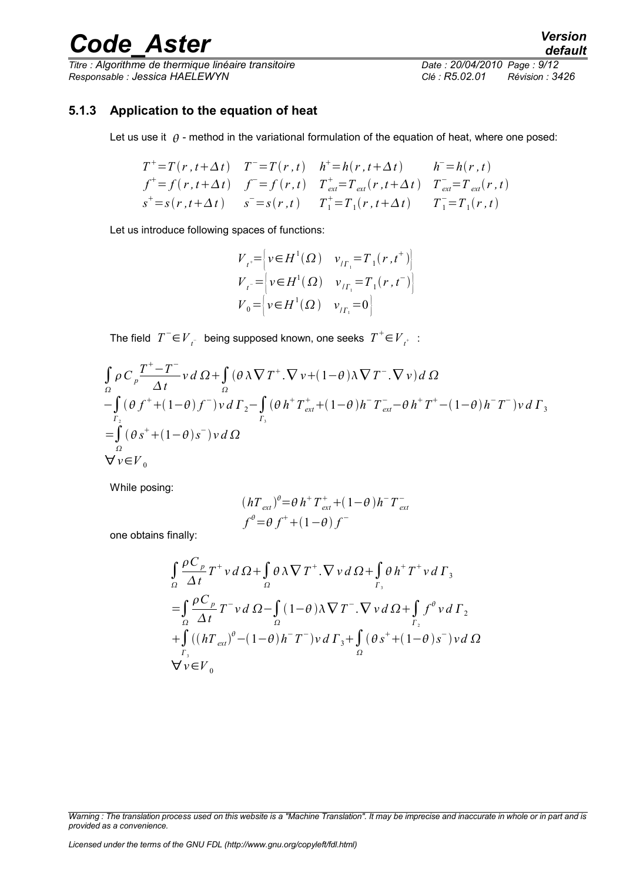### 5.1.3 Application to the equation of heat

Let us use it $\theta$ - method in the variational formulation of the equation of heat, where one posed:

$$
\begin{array}{llll}
T^+ = T(r, t+\Delta t) & T^- = T(r, t) & h^+ = h(r, t+\Delta t) & h^- = h(r, t) \\
f^+ = f(r, t+\Delta t) & f^- = f(r, t) & T^+_{ext} = T_{ext}(r, t+\Delta t) & T^-_{ext} = T_{ext}(r, t) \\
s^+ = s(r, t+\Delta t) & s^- = s(r, t) & T^+_1 = T_1(r, t+\Delta t) & T^-_1 = T_1(r, t)
\end{array}
$$

Let us introduce following spaces of functions:

$$
\begin{aligned}
V_{t^+} &= \left\{ v \in H^1(\Omega) \quad v_{/\Gamma_1} = T_1(r, t^+) \right\} \\
V_{t^-} &= \left\{ v \in H^1(\Omega) \quad v_{/\Gamma_1} = T_1(r, t^-) \right\} \\
V_0 &= \left\{ v \in H^1(\Omega) \quad v_{/\Gamma_1} = 0 \right\}
\end{aligned}
$$

The field $T^- \in V_{t^-}$ being supposed known, one seeks $T^+ \in V_{t^+}$ :

$$
\begin{aligned}
&\int_\Omega \rho C_p \frac{T^+ - T^-}{\Delta t} v \, d\Omega + \int_\Omega (\theta \lambda \nabla T^+ . \nabla v + (1-\theta) \lambda \nabla T^- . \nabla v) \, d\Omega \\
&- \int_{\Gamma_2} (\theta f^+ + (1-\theta) f^-) v \, d\Gamma_2 - \int_{\Gamma_3} (\theta h^+ T^+_{ext} + (1-\theta) h^- T^-_{ext} - \theta h^+ T^+ - (1-\theta) h^- T^-) v \, d\Gamma_3 \\
&= \int_\Omega (\theta s^+ + (1-\theta) s^-) v \, d\Omega \\
&\forall v \in V_0
\end{aligned}
$$

While posing:

$$
\begin{aligned}
(hT_{ext})^\theta &= \theta h^+ T^+_{ext} + (1-\theta) h^- T^-_{ext} \\
f^\theta &= \theta f^+ + (1-\theta) f^-
\end{aligned}
$$

one obtains finally:

$$
\begin{aligned}
&\int_\Omega \frac{\rho C_p}{\Delta t} T^+ v \, d\Omega + \int_\Omega \theta \lambda \nabla T^+ . \nabla v \, d\Omega + \int_{\Gamma_3} \theta h^+ T^+ v \, d\Gamma_3 \\
&= \int_\Omega \frac{\rho C_p}{\Delta t} T^- v \, d\Omega - \int_\Omega (1-\theta) \lambda \nabla T^- . \nabla v \, d\Omega + \int_{\Gamma_2} f^\theta v \, d\Gamma_2 \\
&+ \int_{\Gamma_3} ((hT_{ext})^\theta - (1-\theta) h^- T^-) v \, d\Gamma_3 + \int_\Omega (\theta s^+ + (1-\theta) s^-) v \, d\Omega \\
&\forall v \in V_0
\end{aligned}
$$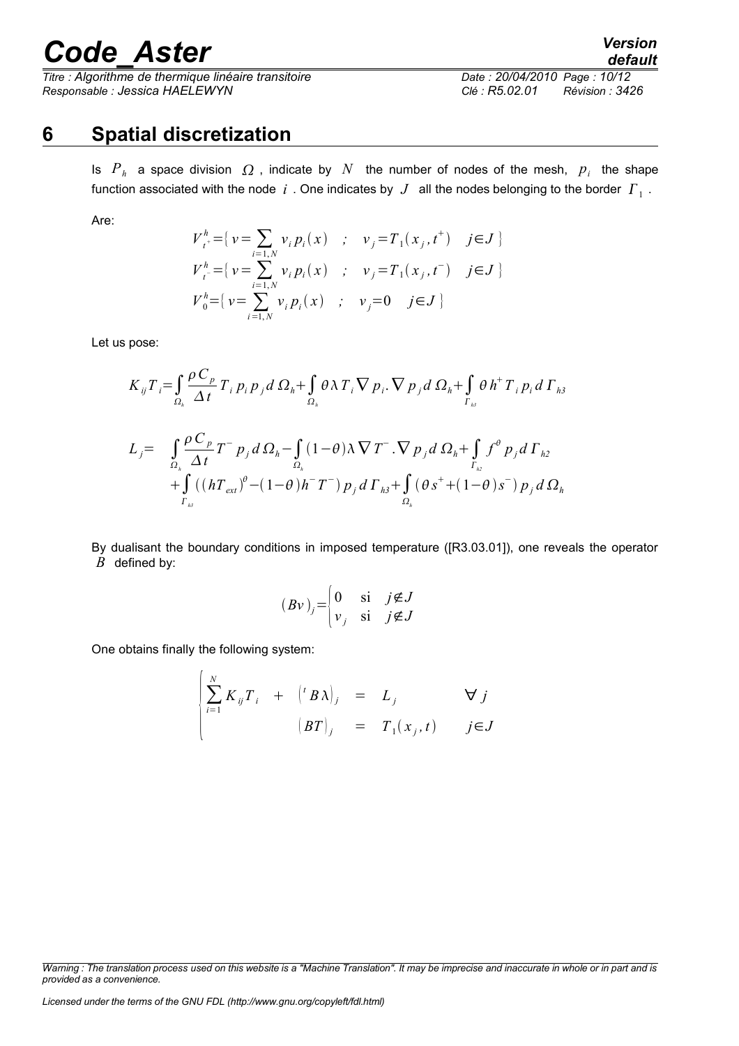# 6 Spatial discretization

Is $P_h$ a space division $\Omega$, indicate by $N$ the number of nodes of the mesh, $p_i$ the shape function associated with the node $i$. One indicates by $J$ all the nodes belonging to the border $\Gamma_1$.

Are:

$$
\begin{aligned}
V_{t^+}^h &= \{ v = \sum_{i=1,N} v_i p_i(x) \quad ; \quad v_j = T_1(x_j, t^+) \quad j \in J \} \\
V_{t^-}^h &= \{ v = \sum_{i=1,N} v_i p_i(x) \quad ; \quad v_j = T_1(x_j, t^-) \quad j \in J \} \\
V_0^h &= \{ v = \sum_{i=1,N} v_i p_i(x) \quad ; \quad v_j = 0 \quad j \in J \}
\end{aligned}
$$

Let us pose:

$$
K_{ij} T_i = \int_{\Omega_h} \frac{\rho C_p}{\Delta t} T_i p_i p_j d\Omega_h + \int_{\Omega_h} \theta \lambda T_i \nabla p_i . \nabla p_j d\Omega_h + \int_{\Gamma_{h3}} \theta h^+ T_i p_i d\Gamma_{h3}
$$

$$
\begin{aligned}
L_j = & \int_{\Omega_h} \frac{\rho C_p}{\Delta t} T^- p_j d\Omega_h - \int_{\Omega_h} (1-\theta) \lambda \nabla T^- . \nabla p_j d\Omega_h + \int_{\Gamma_{h2}} f^\theta p_j d\Gamma_{h2} \\
& + \int_{\Gamma_{h3}} \left( (hT_{ext})^\theta - (1-\theta) h^- T^- \right) p_j d\Gamma_{h3} + \int_{\Omega_h} \left( \theta s^+ + (1-\theta) s^- \right) p_j d\Omega_h
\end{aligned}
$$

By dualisant the boundary conditions in imposed temperature ([R3.03.01]), one reveals the operator $B$ defined by:

$$
(Bv)_j = \begin{cases} 0 & \text{si} \quad j \notin J \\ v_j & \text{si} \quad j \notin J \end{cases}
$$

One obtains finally the following system:

$$
\begin{cases}
\displaystyle\sum_{i=1}^{N} K_{ij} T_i \quad + \quad ({}^t B \lambda)_j \quad = \quad L_j & \forall j \\
\qquad\qquad\qquad (BT)_j \quad = \quad T_1(x_j, t) & j \in J
\end{cases}
$$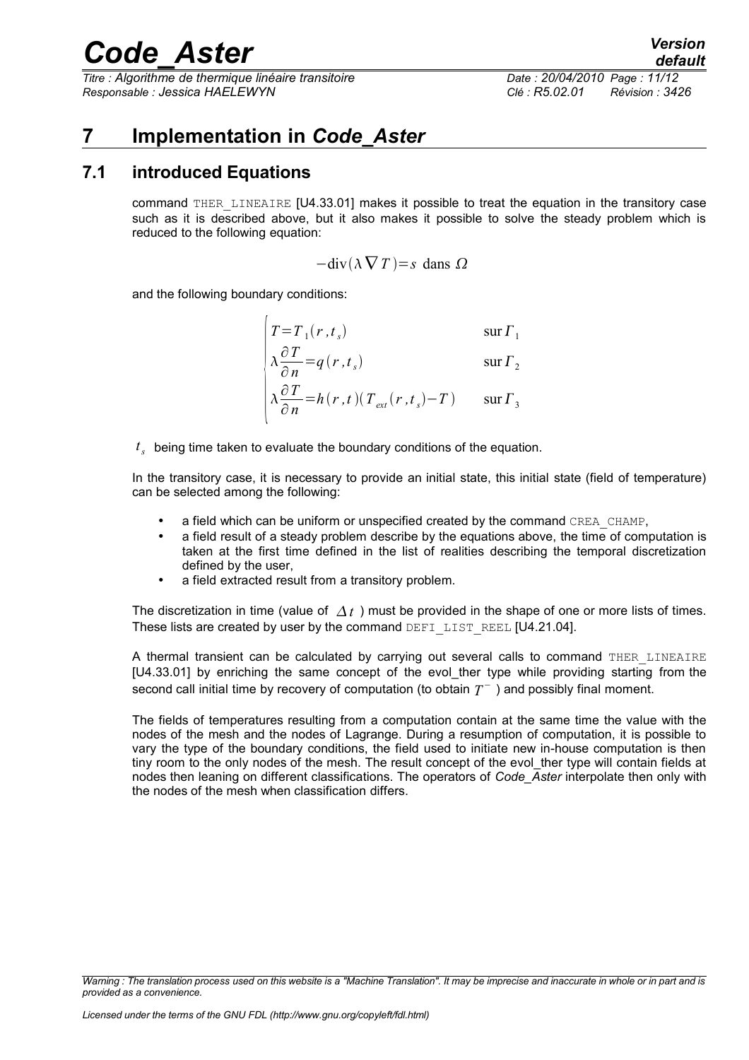# 7 Implementation in *Code_Aster*

## 7.1 introduced Equations

command THER_LINEAIRE [U4.33.01] makes it possible to treat the equation in the transitory case such as it is described above, but it also makes it possible to solve the steady problem which is reduced to the following equation:

$$-\text{div}(\lambda \nabla T) = s \text{ dans } \Omega$$

and the following boundary conditions:

$$\begin{cases} T = T_1(r, t_s) & \text{sur } \Gamma_1 \\ \lambda \dfrac{\partial T}{\partial n} = q(r, t_s) & \text{sur } \Gamma_2 \\ \lambda \dfrac{\partial T}{\partial n} = h(r, t)(T_{ext}(r, t_s) - T) & \text{sur } \Gamma_3 \end{cases}$$

$t_s$ being time taken to evaluate the boundary conditions of the equation.

In the transitory case, it is necessary to provide an initial state, this initial state (field of temperature) can be selected among the following:

- a field which can be uniform or unspecified created by the command CREA_CHAMP,
- a field result of a steady problem describe by the equations above, the time of computation is taken at the first time defined in the list of realities describing the temporal discretization defined by the user,
- a field extracted result from a transitory problem.

The discretization in time (value of $\Delta t$ ) must be provided in the shape of one or more lists of times. These lists are created by user by the command DEFI_LIST_REEL [U4.21.04].

A thermal transient can be calculated by carrying out several calls to command THER_LINEAIRE [U4.33.01] by enriching the same concept of the evol_ther type while providing starting from the second call initial time by recovery of computation (to obtain $T^-$ ) and possibly final moment.

The fields of temperatures resulting from a computation contain at the same time the value with the nodes of the mesh and the nodes of Lagrange. During a resumption of computation, it is possible to vary the type of the boundary conditions, the field used to initiate new in-house computation is then tiny room to the only nodes of the mesh. The result concept of the evol_ther type will contain fields at nodes then leaning on different classifications. The operators of *Code_Aster* interpolate then only with the nodes of the mesh when classification differs.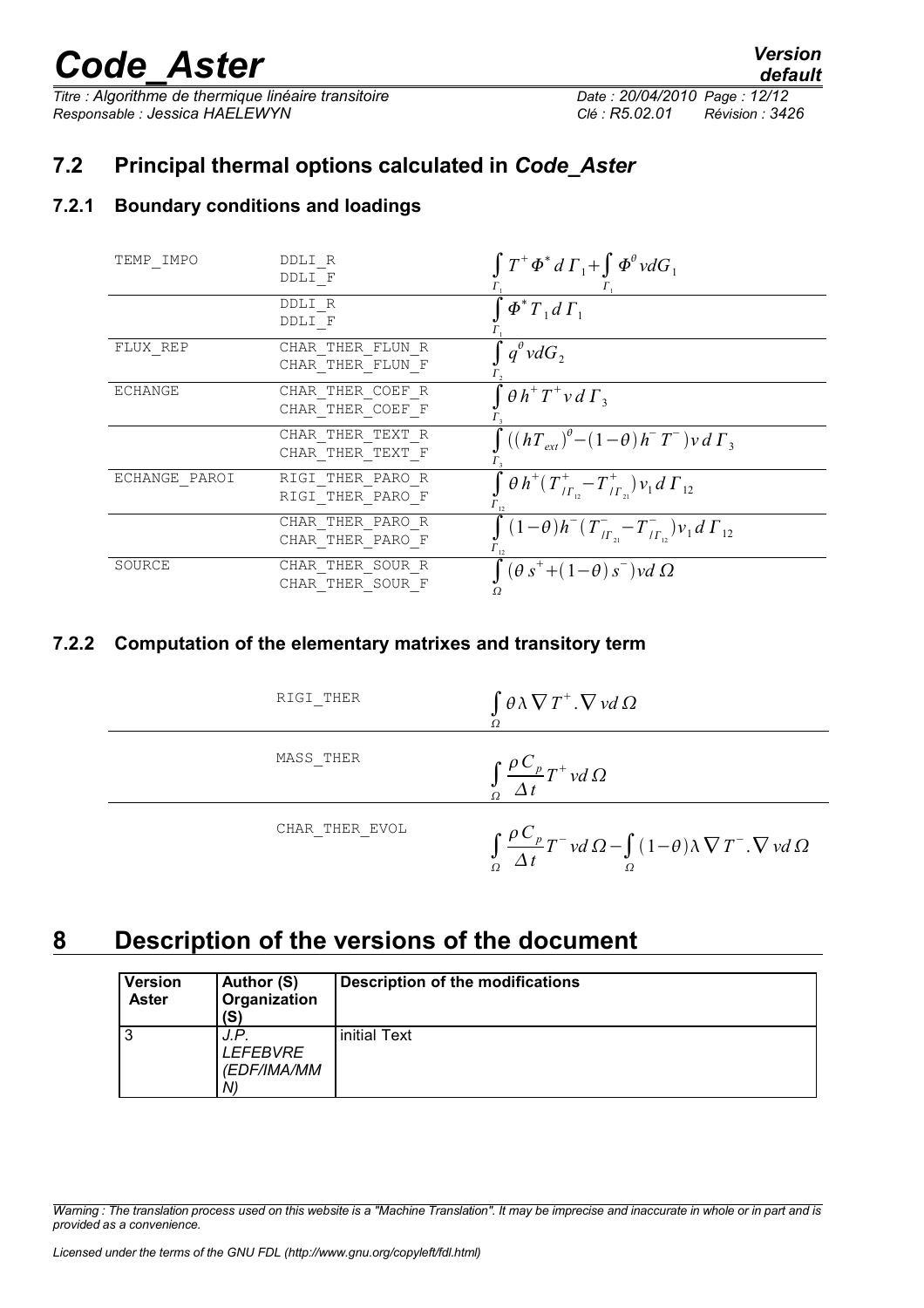## 7.2 Principal thermal options calculated in *Code_Aster*

### 7.2.1 Boundary conditions and loadings

| | | |
|---|---|---|
| TEMP_IMPO | DDLI_R<br>DDLI_F | $\int_{\Gamma_1} T^+ \Phi^* d\,\Gamma_1 + \int_{\Gamma_1} \Phi^\theta v dG_1$ |
| | DDLI_R<br>DDLI_F | $\int_{\Gamma_1} \Phi^* T_1 d\,\Gamma_1$ |
| FLUX_REP | CHAR_THER_FLUN_R<br>CHAR_THER_FLUN_F | $\int_{\Gamma_2} q^\theta v dG_2$ |
| ECHANGE | CHAR_THER_COEF_R<br>CHAR_THER_COEF_F | $\int_{\Gamma_3} \theta h^+ T^+ v\, d\,\Gamma_3$ |
| | CHAR_THER_TEXT_R<br>CHAR_THER_TEXT_F | $\int_{\Gamma_3} ((h T_{ext})^\theta - (1-\theta) h^- T^-) v\, d\,\Gamma_3$ |
| ECHANGE_PAROI | RIGI_THER_PARO_R<br>RIGI_THER_PARO_F | $\int_{\Gamma_{12}} \theta h^+ (T^+_{/\Gamma_{12}} - T^+_{/\Gamma_{21}}) v_1\, d\,\Gamma_{12}$ |
| | CHAR_THER_PARO_R<br>CHAR_THER_PARO_F | $\int_{\Gamma_{12}} (1-\theta) h^- (T^-_{/\Gamma_{21}} - T^-_{/\Gamma_{12}}) v_1\, d\,\Gamma_{12}$ |
| SOURCE | CHAR_THER_SOUR_R<br>CHAR_THER_SOUR_F | $\int_{\Omega} (\theta s^+ + (1-\theta) s^-) v d\,\Omega$ |

### 7.2.2 Computation of the elementary matrixes and transitory term

| | | |
|---|---|---|
| | RIGI_THER | $\int_{\Omega} \theta \lambda \nabla T^+ . \nabla v d\,\Omega$ |
| | MASS_THER | $\int_{\Omega} \frac{\rho C_p}{\Delta t} T^+ v d\,\Omega$ |
| | CHAR_THER_EVOL | $\int_{\Omega} \frac{\rho C_p}{\Delta t} T^- v d\,\Omega - \int_{\Omega} (1-\theta) \lambda \nabla T^- . \nabla v d\,\Omega$ |

# 8 Description of the versions of the document

| Version Aster | Author (S) Organization (S) | Description of the modifications |
|---|---|---|
| 3 | *J.P. LEFEBVRE (EDF/IMA/MMN)* | initial Text |